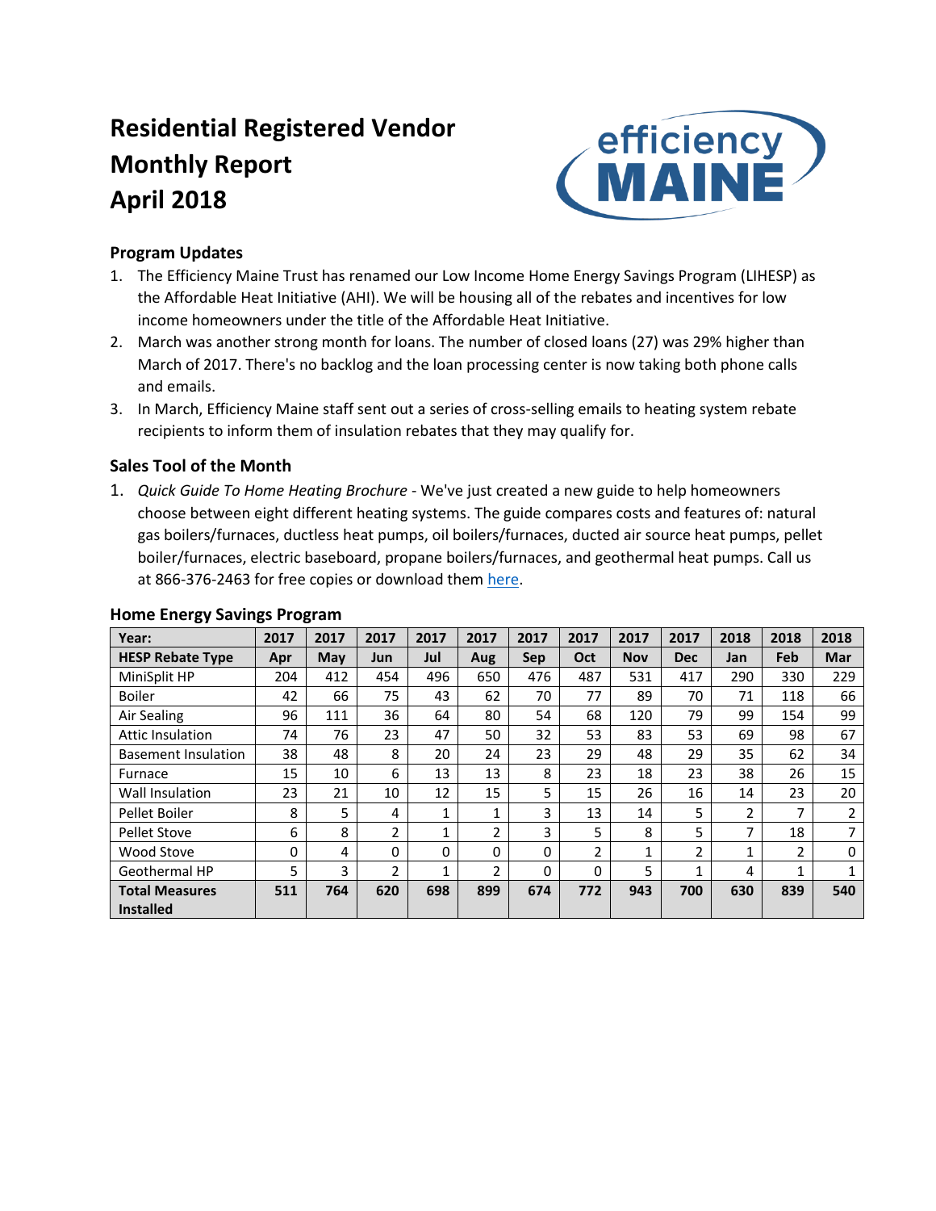# Residential Registered Vendor Monthly Report April 2018

## Program Updates

1. The Efficiency Maine Trust has renamed our Low Income Home Energy Savings Program (LIHESP) as the Affordable Heat Initiative (AHI). We will be housing all of the rebates and incentives for low income homeowners under the title of the Affordable Heat Initiative.
2. March was another strong month for loans. The number of closed loans (27) was 29% higher than March of 2017. There's no backlog and the loan processing center is now taking both phone calls and emails.
3. In March, Efficiency Maine staff sent out a series of cross-selling emails to heating system rebate recipients to inform them of insulation rebates that they may qualify for.

## Sales Tool of the Month

1. *Quick Guide To Home Heating Brochure* - We've just created a new guide to help homeowners choose between eight different heating systems. The guide compares costs and features of: natural gas boilers/furnaces, ductless heat pumps, oil boilers/furnaces, ducted air source heat pumps, pellet boiler/furnaces, electric baseboard, propane boilers/furnaces, and geothermal heat pumps. Call us at 866-376-2463 for free copies or download them [here](#).

## Home Energy Savings Program

| Year: | 2017 | 2017 | 2017 | 2017 | 2017 | 2017 | 2017 | 2017 | 2017 | 2018 | 2018 | 2018 |
|---|---|---|---|---|---|---|---|---|---|---|---|---|
| **HESP Rebate Type** | **Apr** | **May** | **Jun** | **Jul** | **Aug** | **Sep** | **Oct** | **Nov** | **Dec** | **Jan** | **Feb** | **Mar** |
| MiniSplit HP | 204 | 412 | 454 | 496 | 650 | 476 | 487 | 531 | 417 | 290 | 330 | 229 |
| Boiler | 42 | 66 | 75 | 43 | 62 | 70 | 77 | 89 | 70 | 71 | 118 | 66 |
| Air Sealing | 96 | 111 | 36 | 64 | 80 | 54 | 68 | 120 | 79 | 99 | 154 | 99 |
| Attic Insulation | 74 | 76 | 23 | 47 | 50 | 32 | 53 | 83 | 53 | 69 | 98 | 67 |
| Basement Insulation | 38 | 48 | 8 | 20 | 24 | 23 | 29 | 48 | 29 | 35 | 62 | 34 |
| Furnace | 15 | 10 | 6 | 13 | 13 | 8 | 23 | 18 | 23 | 38 | 26 | 15 |
| Wall Insulation | 23 | 21 | 10 | 12 | 15 | 5 | 15 | 26 | 16 | 14 | 23 | 20 |
| Pellet Boiler | 8 | 5 | 4 | 1 | 1 | 3 | 13 | 14 | 5 | 2 | 7 | 2 |
| Pellet Stove | 6 | 8 | 2 | 1 | 2 | 3 | 5 | 8 | 5 | 7 | 18 | 7 |
| Wood Stove | 0 | 4 | 0 | 0 | 0 | 0 | 2 | 1 | 2 | 1 | 2 | 0 |
| Geothermal HP | 5 | 3 | 2 | 1 | 2 | 0 | 0 | 5 | 1 | 4 | 1 | 1 |
| **Total Measures Installed** | **511** | **764** | **620** | **698** | **899** | **674** | **772** | **943** | **700** | **630** | **839** | **540** |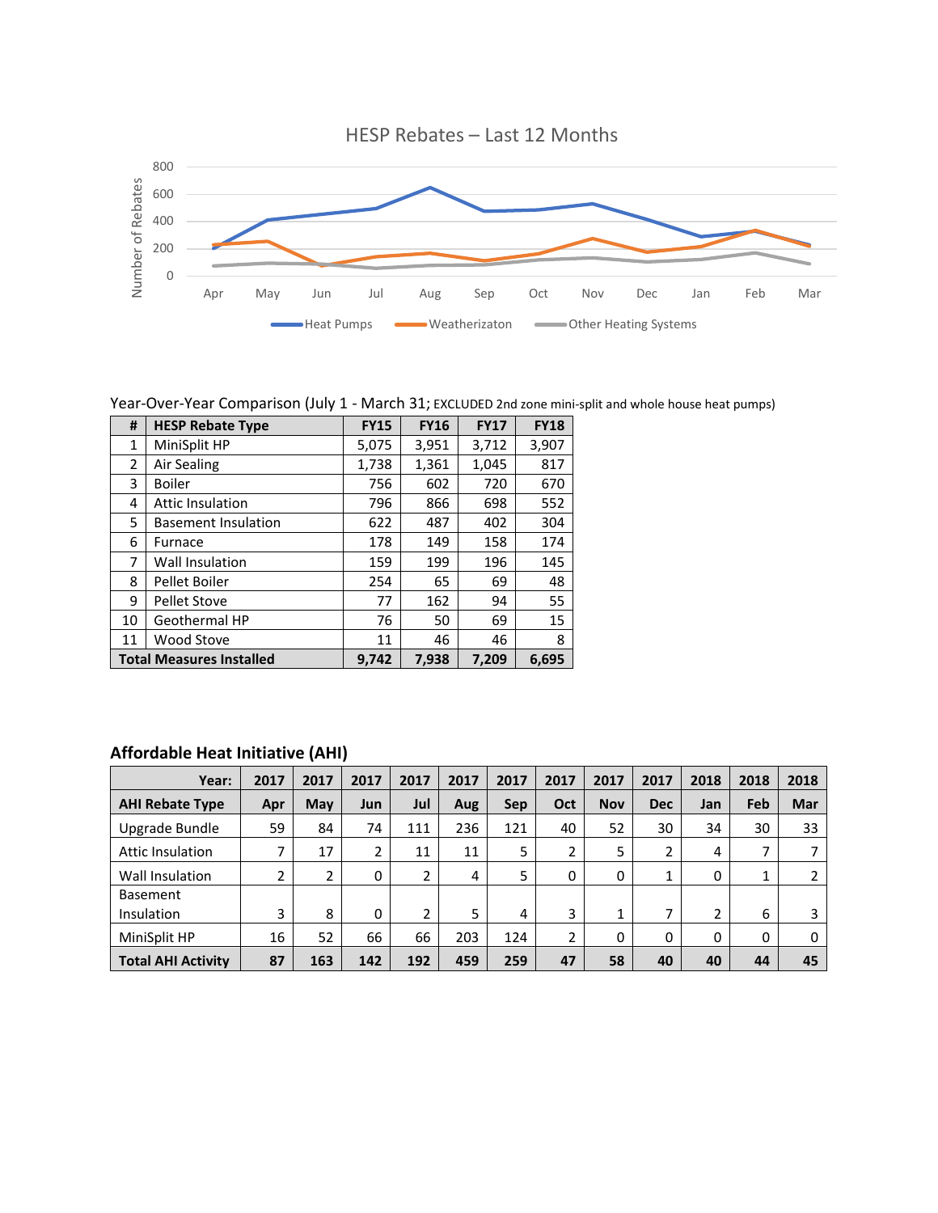## HESP Rebates – Last 12 Months

Year-Over-Year Comparison (July 1 - March 31; EXCLUDED 2nd zone mini-split and whole house heat pumps)

| # | HESP Rebate Type | FY15 | FY16 | FY17 | FY18 |
|---|---|---|---|---|---|
| 1 | MiniSplit HP | 5,075 | 3,951 | 3,712 | 3,907 |
| 2 | Air Sealing | 1,738 | 1,361 | 1,045 | 817 |
| 3 | Boiler | 756 | 602 | 720 | 670 |
| 4 | Attic Insulation | 796 | 866 | 698 | 552 |
| 5 | Basement Insulation | 622 | 487 | 402 | 304 |
| 6 | Furnace | 178 | 149 | 158 | 174 |
| 7 | Wall Insulation | 159 | 199 | 196 | 145 |
| 8 | Pellet Boiler | 254 | 65 | 69 | 48 |
| 9 | Pellet Stove | 77 | 162 | 94 | 55 |
| 10 | Geothermal HP | 76 | 50 | 69 | 15 |
| 11 | Wood Stove | 11 | 46 | 46 | 8 |
| **Total Measures Installed** | | **9,742** | **7,938** | **7,209** | **6,695** |

## Affordable Heat Initiative (AHI)

| Year: | 2017 | 2017 | 2017 | 2017 | 2017 | 2017 | 2017 | 2017 | 2017 | 2018 | 2018 | 2018 |
|---|---|---|---|---|---|---|---|---|---|---|---|---|
| **AHI Rebate Type** | **Apr** | **May** | **Jun** | **Jul** | **Aug** | **Sep** | **Oct** | **Nov** | **Dec** | **Jan** | **Feb** | **Mar** |
| Upgrade Bundle | 59 | 84 | 74 | 111 | 236 | 121 | 40 | 52 | 30 | 34 | 30 | 33 |
| Attic Insulation | 7 | 17 | 2 | 11 | 11 | 5 | 2 | 5 | 2 | 4 | 7 | 7 |
| Wall Insulation | 2 | 2 | 0 | 2 | 4 | 5 | 0 | 0 | 1 | 0 | 1 | 2 |
| Basement Insulation | 3 | 8 | 0 | 2 | 5 | 4 | 3 | 1 | 7 | 2 | 6 | 3 |
| MiniSplit HP | 16 | 52 | 66 | 66 | 203 | 124 | 2 | 0 | 0 | 0 | 0 | 0 |
| **Total AHI Activity** | **87** | **163** | **142** | **192** | **459** | **259** | **47** | **58** | **40** | **40** | **44** | **45** |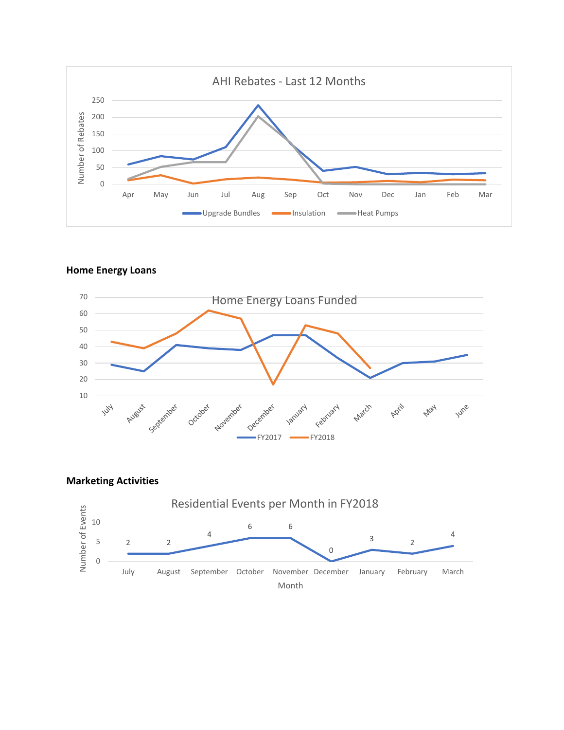**Home Energy Loans**

**Marketing Activities**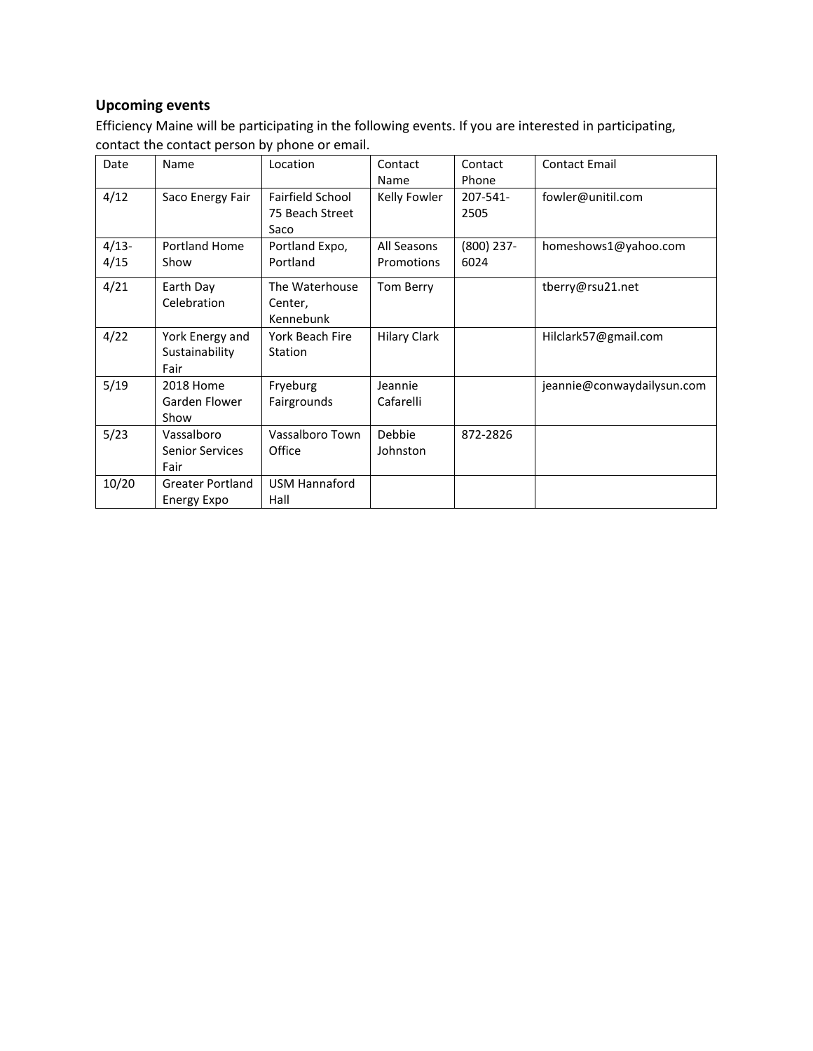### Upcoming events

Efficiency Maine will be participating in the following events. If you are interested in participating, contact the contact person by phone or email.

| Date | Name | Location | Contact Name | Contact Phone | Contact Email |
|---|---|---|---|---|---|
| 4/12 | Saco Energy Fair | Fairfield School 75 Beach Street Saco | Kelly Fowler | 207-541-2505 | fowler@unitil.com |
| 4/13-4/15 | Portland Home Show | Portland Expo, Portland | All Seasons Promotions | (800) 237-6024 | homeshows1@yahoo.com |
| 4/21 | Earth Day Celebration | The Waterhouse Center, Kennebunk | Tom Berry | | tberry@rsu21.net |
| 4/22 | York Energy and Sustainability Fair | York Beach Fire Station | Hilary Clark | | Hilclark57@gmail.com |
| 5/19 | 2018 Home Garden Flower Show | Fryeburg Fairgrounds | Jeannie Cafarelli | | jeannie@conwaydailysun.com |
| 5/23 | Vassalboro Senior Services Fair | Vassalboro Town Office | Debbie Johnston | 872-2826 | |
| 10/20 | Greater Portland Energy Expo | USM Hannaford Hall | | | |